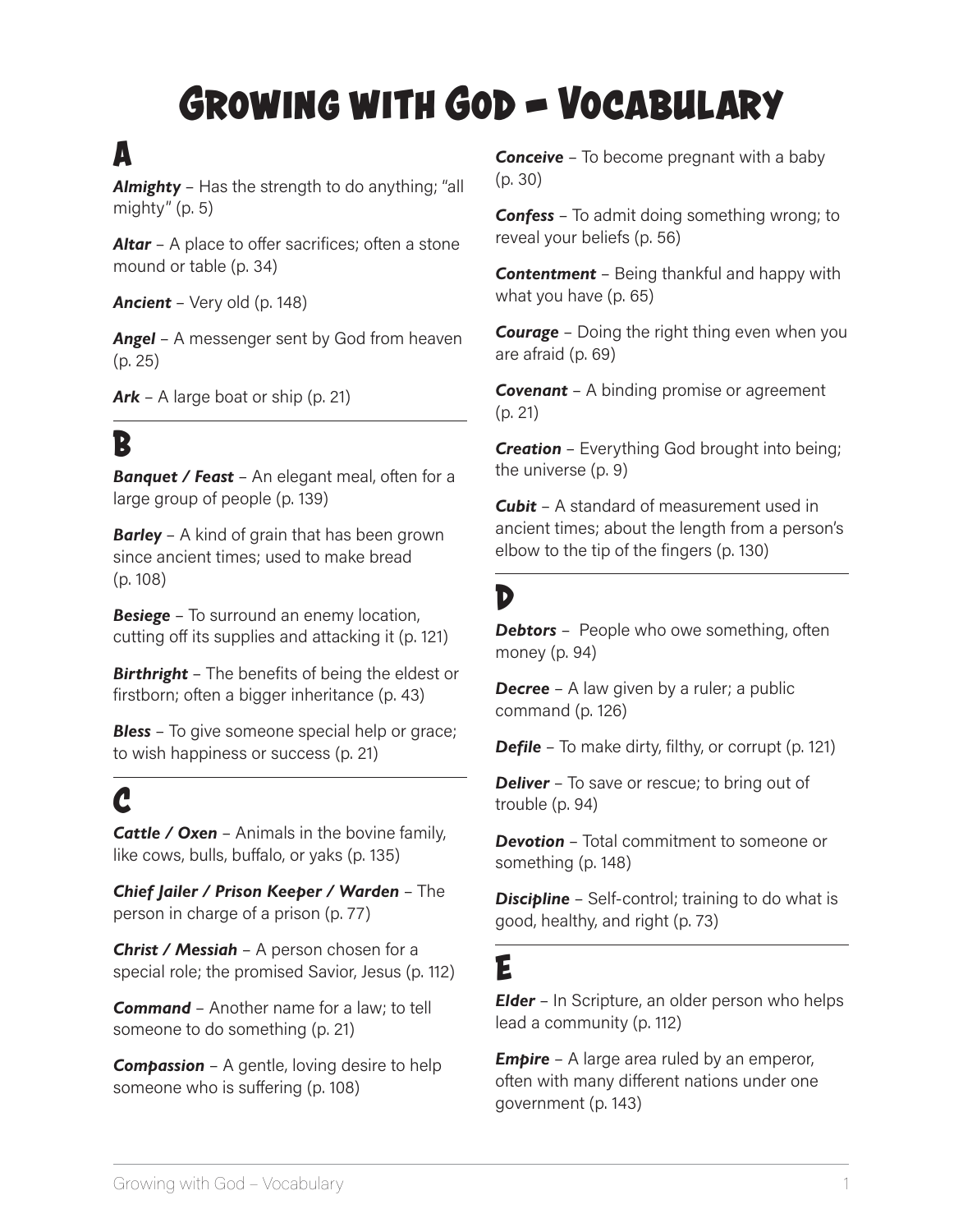# Growing with God – Vocabulary

## A

***Almighty*** – Has the strength to do anything; "all mighty" (p. 5)

***Altar*** – A place to offer sacrifices; often a stone mound or table (p. 34)

***Ancient*** – Very old (p. 148)

***Angel*** – A messenger sent by God from heaven (p. 25)

***Ark*** – A large boat or ship (p. 21)

## B

***Banquet / Feast*** – An elegant meal, often for a large group of people (p. 139)

***Barley*** – A kind of grain that has been grown since ancient times; used to make bread (p. 108)

***Besiege*** – To surround an enemy location, cutting off its supplies and attacking it (p. 121)

***Birthright*** – The benefits of being the eldest or firstborn; often a bigger inheritance (p. 43)

***Bless*** – To give someone special help or grace; to wish happiness or success (p. 21)

## C

***Cattle / Oxen*** – Animals in the bovine family, like cows, bulls, buffalo, or yaks (p. 135)

***Chief Jailer / Prison Keeper / Warden*** – The person in charge of a prison (p. 77)

***Christ / Messiah*** – A person chosen for a special role; the promised Savior, Jesus (p. 112)

***Command*** – Another name for a law; to tell someone to do something (p. 21)

***Compassion*** – A gentle, loving desire to help someone who is suffering (p. 108)

***Conceive*** – To become pregnant with a baby (p. 30)

***Confess*** – To admit doing something wrong; to reveal your beliefs (p. 56)

***Contentment*** – Being thankful and happy with what you have (p. 65)

***Courage*** – Doing the right thing even when you are afraid (p. 69)

***Covenant*** – A binding promise or agreement (p. 21)

***Creation*** – Everything God brought into being; the universe (p. 9)

***Cubit*** – A standard of measurement used in ancient times; about the length from a person's elbow to the tip of the fingers (p. 130)

## D

***Debtors*** – People who owe something, often money (p. 94)

***Decree*** – A law given by a ruler; a public command (p. 126)

***Defile*** – To make dirty, filthy, or corrupt (p. 121)

***Deliver*** – To save or rescue; to bring out of trouble (p. 94)

***Devotion*** – Total commitment to someone or something (p. 148)

***Discipline*** – Self-control; training to do what is good, healthy, and right (p. 73)

## E

***Elder*** – In Scripture, an older person who helps lead a community (p. 112)

***Empire*** – A large area ruled by an emperor, often with many different nations under one government (p. 143)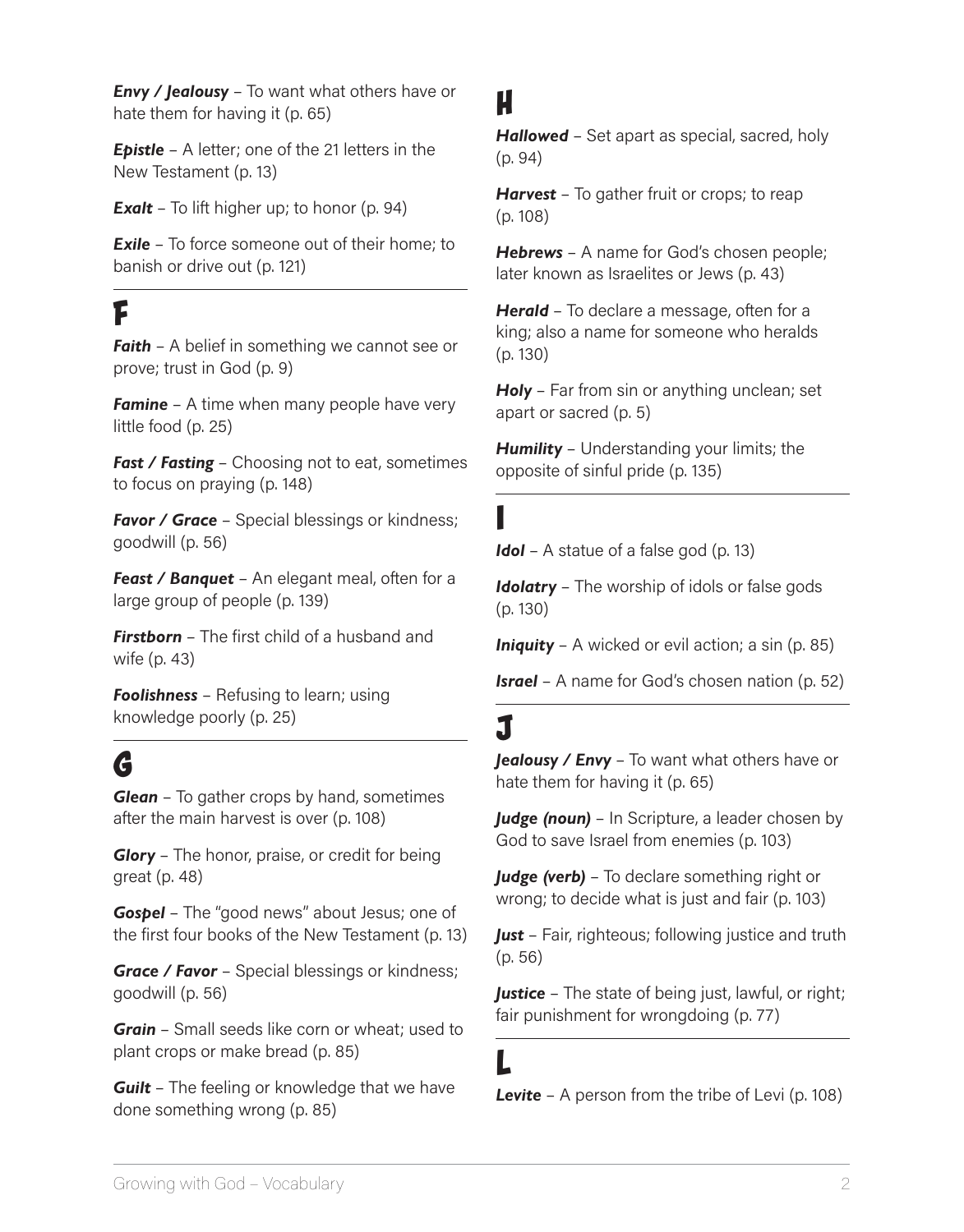***Envy / Jealousy*** – To want what others have or hate them for having it (p. 65)

***Epistle*** – A letter; one of the 21 letters in the New Testament (p. 13)

***Exalt*** – To lift higher up; to honor (p. 94)

***Exile*** – To force someone out of their home; to banish or drive out (p. 121)

## F

***Faith*** – A belief in something we cannot see or prove; trust in God (p. 9)

***Famine*** – A time when many people have very little food (p. 25)

***Fast / Fasting*** – Choosing not to eat, sometimes to focus on praying (p. 148)

***Favor / Grace*** – Special blessings or kindness; goodwill (p. 56)

***Feast / Banquet*** – An elegant meal, often for a large group of people (p. 139)

***Firstborn*** – The first child of a husband and wife (p. 43)

***Foolishness*** – Refusing to learn; using knowledge poorly (p. 25)

## G

***Glean*** – To gather crops by hand, sometimes after the main harvest is over (p. 108)

***Glory*** – The honor, praise, or credit for being great (p. 48)

***Gospel*** – The "good news" about Jesus; one of the first four books of the New Testament (p. 13)

***Grace / Favor*** – Special blessings or kindness; goodwill (p. 56)

***Grain*** – Small seeds like corn or wheat; used to plant crops or make bread (p. 85)

***Guilt*** – The feeling or knowledge that we have done something wrong (p. 85)

## H

***Hallowed*** – Set apart as special, sacred, holy (p. 94)

***Harvest*** – To gather fruit or crops; to reap (p. 108)

***Hebrews*** – A name for God's chosen people; later known as Israelites or Jews (p. 43)

***Herald*** – To declare a message, often for a king; also a name for someone who heralds (p. 130)

***Holy*** – Far from sin or anything unclean; set apart or sacred (p. 5)

***Humility*** – Understanding your limits; the opposite of sinful pride (p. 135)

## I

***Idol*** – A statue of a false god (p. 13)

***Idolatry*** – The worship of idols or false gods (p. 130)

***Iniquity*** – A wicked or evil action; a sin (p. 85)

***Israel*** – A name for God's chosen nation (p. 52)

## J

***Jealousy / Envy*** – To want what others have or hate them for having it (p. 65)

***Judge (noun)*** – In Scripture, a leader chosen by God to save Israel from enemies (p. 103)

***Judge (verb)*** – To declare something right or wrong; to decide what is just and fair (p. 103)

***Just*** – Fair, righteous; following justice and truth (p. 56)

***Justice*** – The state of being just, lawful, or right; fair punishment for wrongdoing (p. 77)

## L

***Levite*** – A person from the tribe of Levi (p. 108)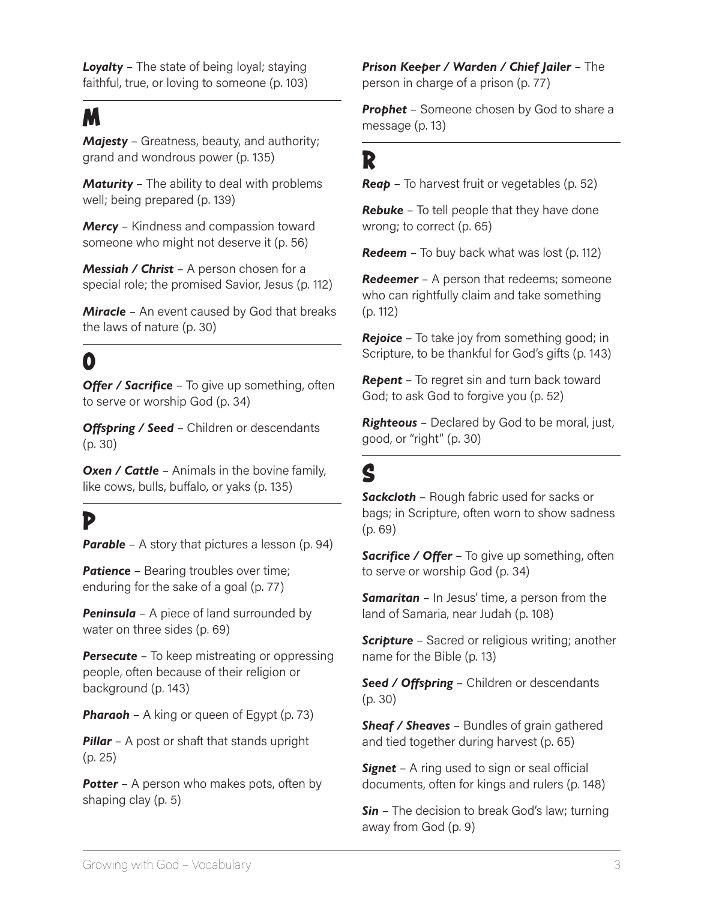***Loyalty*** – The state of being loyal; staying faithful, true, or loving to someone (p. 103)

## M

***Majesty*** – Greatness, beauty, and authority; grand and wondrous power (p. 135)

***Maturity*** – The ability to deal with problems well; being prepared (p. 139)

***Mercy*** – Kindness and compassion toward someone who might not deserve it (p. 56)

***Messiah / Christ*** – A person chosen for a special role; the promised Savior, Jesus (p. 112)

***Miracle*** – An event caused by God that breaks the laws of nature (p. 30)

## O

***Offer / Sacrifice*** – To give up something, often to serve or worship God (p. 34)

***Offspring / Seed*** – Children or descendants (p. 30)

***Oxen / Cattle*** – Animals in the bovine family, like cows, bulls, buffalo, or yaks (p. 135)

## P

***Parable*** – A story that pictures a lesson (p. 94)

***Patience*** – Bearing troubles over time; enduring for the sake of a goal (p. 77)

***Peninsula*** – A piece of land surrounded by water on three sides (p. 69)

***Persecute*** – To keep mistreating or oppressing people, often because of their religion or background (p. 143)

***Pharaoh*** – A king or queen of Egypt (p. 73)

***Pillar*** – A post or shaft that stands upright (p. 25)

***Potter*** – A person who makes pots, often by shaping clay (p. 5)

***Prison Keeper / Warden / Chief Jailer*** – The person in charge of a prison (p. 77)

***Prophet*** – Someone chosen by God to share a message (p. 13)

## R

***Reap*** – To harvest fruit or vegetables (p. 52)

***Rebuke*** – To tell people that they have done wrong; to correct (p. 65)

***Redeem*** – To buy back what was lost (p. 112)

***Redeemer*** – A person that redeems; someone who can rightfully claim and take something (p. 112)

***Rejoice*** – To take joy from something good; in Scripture, to be thankful for God's gifts (p. 143)

***Repent*** – To regret sin and turn back toward God; to ask God to forgive you (p. 52)

***Righteous*** – Declared by God to be moral, just, good, or "right" (p. 30)

## S

***Sackcloth*** – Rough fabric used for sacks or bags; in Scripture, often worn to show sadness (p. 69)

***Sacrifice / Offer*** – To give up something, often to serve or worship God (p. 34)

***Samaritan*** – In Jesus' time, a person from the land of Samaria, near Judah (p. 108)

***Scripture*** – Sacred or religious writing; another name for the Bible (p. 13)

***Seed / Offspring*** – Children or descendants (p. 30)

***Sheaf / Sheaves*** – Bundles of grain gathered and tied together during harvest (p. 65)

***Signet*** – A ring used to sign or seal official documents, often for kings and rulers (p. 148)

***Sin*** – The decision to break God's law; turning away from God (p. 9)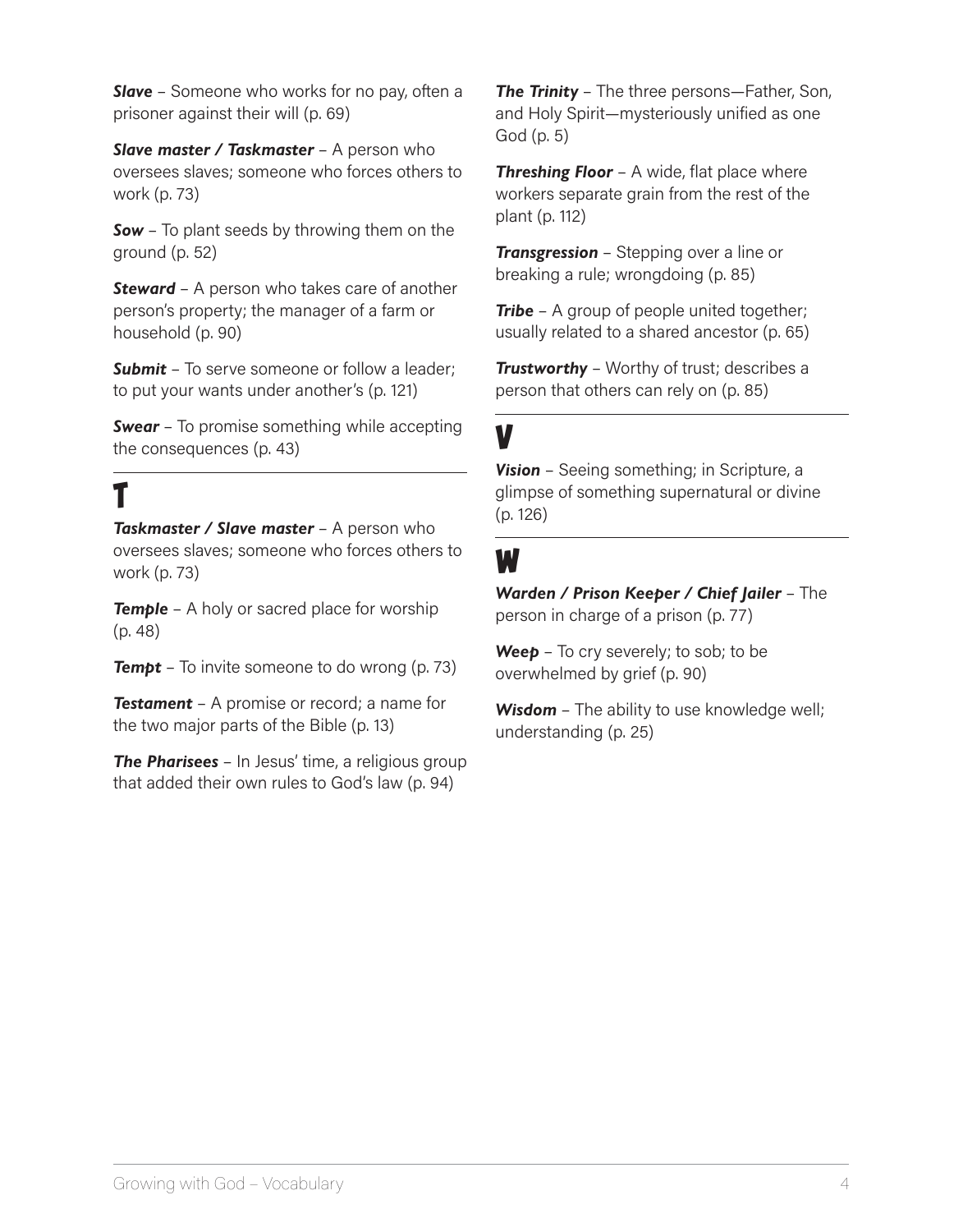***Slave*** – Someone who works for no pay, often a prisoner against their will (p. 69)

***Slave master / Taskmaster*** – A person who oversees slaves; someone who forces others to work (p. 73)

***Sow*** – To plant seeds by throwing them on the ground (p. 52)

***Steward*** – A person who takes care of another person's property; the manager of a farm or household (p. 90)

***Submit*** – To serve someone or follow a leader; to put your wants under another's (p. 121)

***Swear*** – To promise something while accepting the consequences (p. 43)

## T

***Taskmaster / Slave master*** – A person who oversees slaves; someone who forces others to work (p. 73)

***Temple*** – A holy or sacred place for worship (p. 48)

***Tempt*** – To invite someone to do wrong (p. 73)

***Testament*** – A promise or record; a name for the two major parts of the Bible (p. 13)

***The Pharisees*** – In Jesus' time, a religious group that added their own rules to God's law (p. 94)

***The Trinity*** – The three persons—Father, Son, and Holy Spirit—mysteriously unified as one God (p. 5)

***Threshing Floor*** – A wide, flat place where workers separate grain from the rest of the plant (p. 112)

***Transgression*** – Stepping over a line or breaking a rule; wrongdoing (p. 85)

***Tribe*** – A group of people united together; usually related to a shared ancestor (p. 65)

***Trustworthy*** – Worthy of trust; describes a person that others can rely on (p. 85)

## V

***Vision*** – Seeing something; in Scripture, a glimpse of something supernatural or divine (p. 126)

## W

***Warden / Prison Keeper / Chief Jailer*** – The person in charge of a prison (p. 77)

***Weep*** – To cry severely; to sob; to be overwhelmed by grief (p. 90)

***Wisdom*** – The ability to use knowledge well; understanding (p. 25)